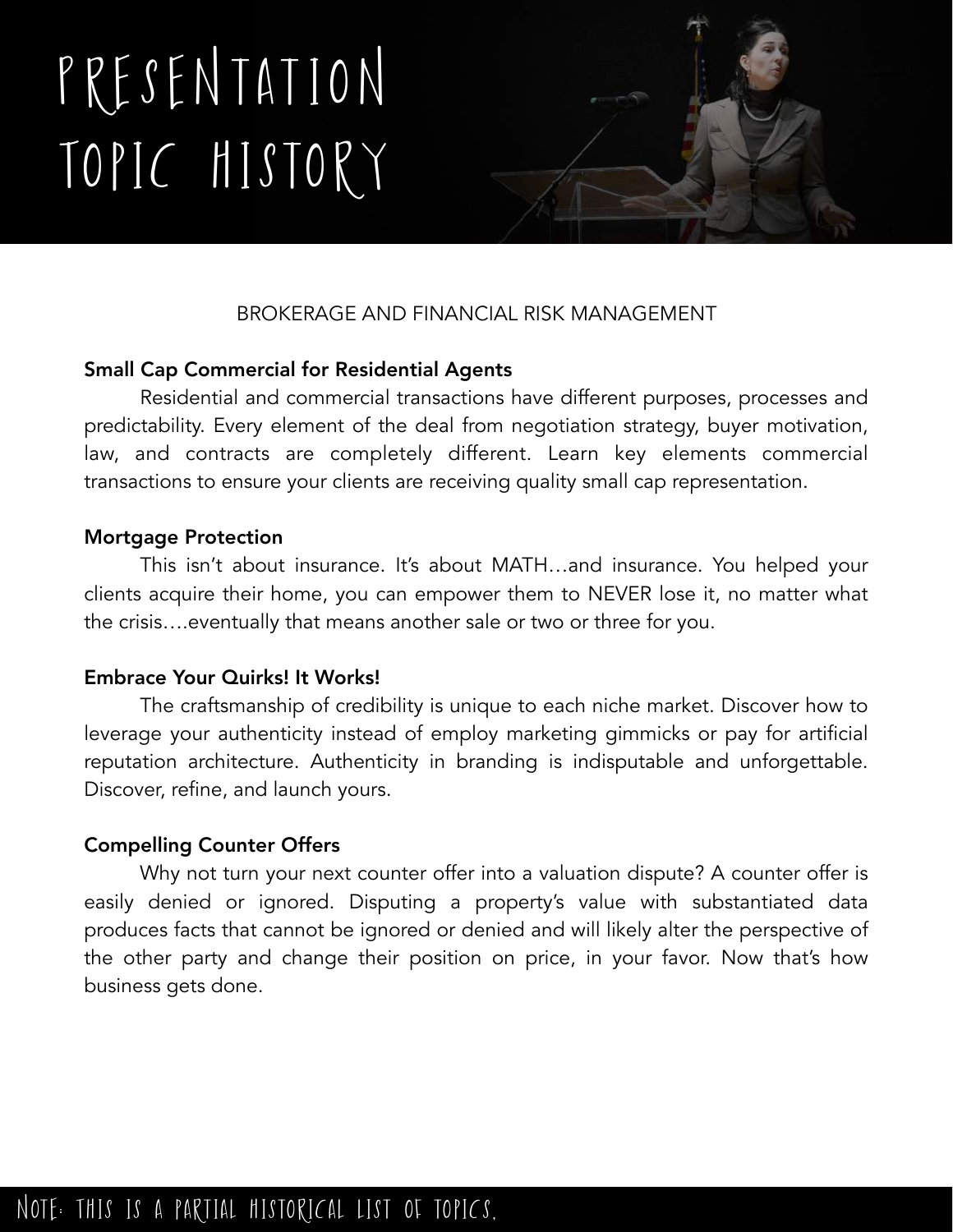# PRESENTATION TOPIC HISTORY

BROKERAGE AND FINANCIAL RISK MANAGEMENT

**Small Cap Commercial for Residential Agents**

Residential and commercial transactions have different purposes, processes and predictability. Every element of the deal from negotiation strategy, buyer motivation, law, and contracts are completely different. Learn key elements commercial transactions to ensure your clients are receiving quality small cap representation.

**Mortgage Protection**

This isn't about insurance. It's about MATH…and insurance. You helped your clients acquire their home, you can empower them to NEVER lose it, no matter what the crisis….eventually that means another sale or two or three for you.

**Embrace Your Quirks! It Works!**

The craftsmanship of credibility is unique to each niche market. Discover how to leverage your authenticity instead of employ marketing gimmicks or pay for artificial reputation architecture. Authenticity in branding is indisputable and unforgettable. Discover, refine, and launch yours.

**Compelling Counter Offers**

Why not turn your next counter offer into a valuation dispute? A counter offer is easily denied or ignored. Disputing a property's value with substantiated data produces facts that cannot be ignored or denied and will likely alter the perspective of the other party and change their position on price, in your favor. Now that's how business gets done.

NOTE: THIS IS A PARTIAL HISTORICAL LIST OF TOPICS.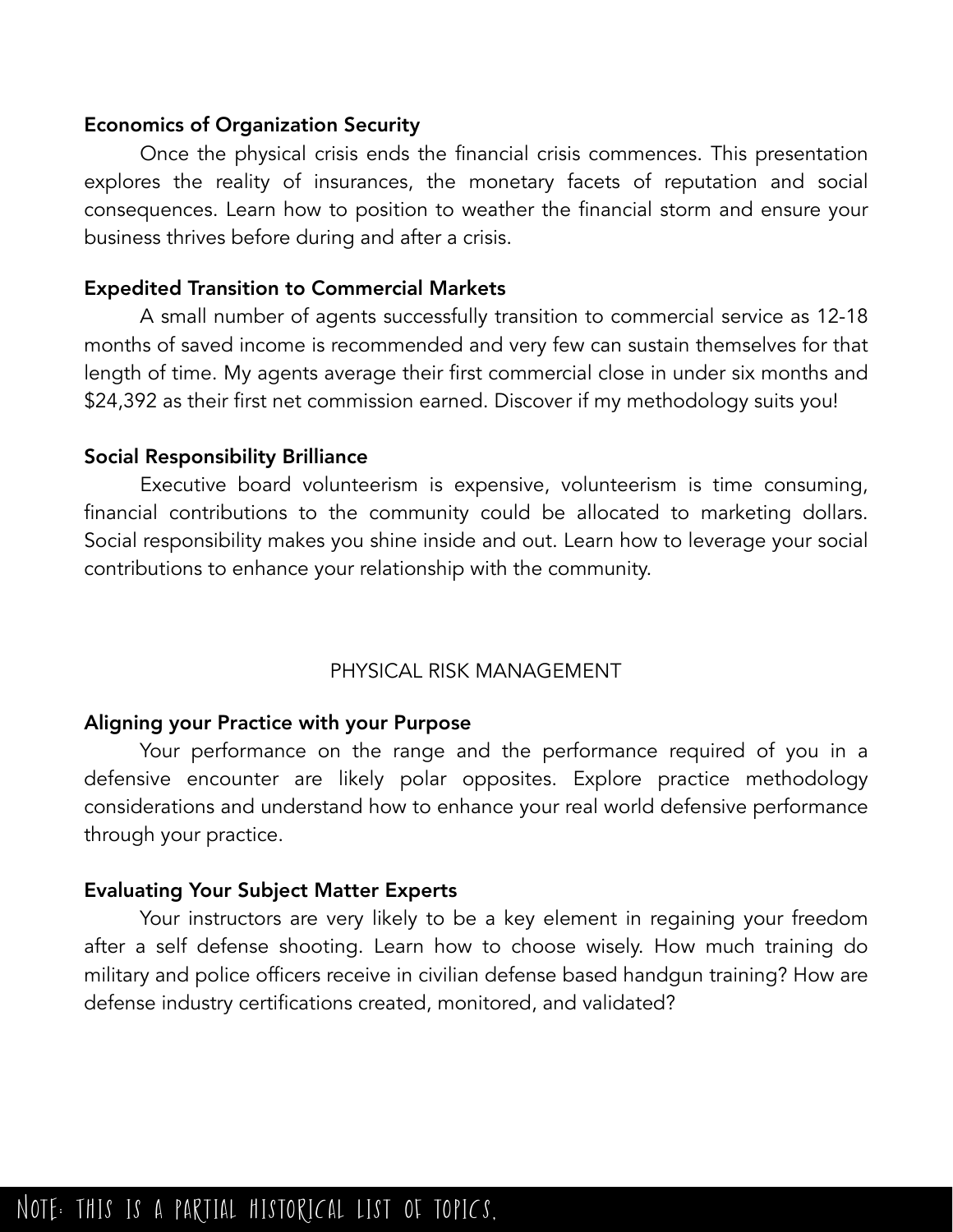**Economics of Organization Security**

Once the physical crisis ends the financial crisis commences. This presentation explores the reality of insurances, the monetary facets of reputation and social consequences. Learn how to position to weather the financial storm and ensure your business thrives before during and after a crisis.

**Expedited Transition to Commercial Markets**

A small number of agents successfully transition to commercial service as 12-18 months of saved income is recommended and very few can sustain themselves for that length of time. My agents average their first commercial close in under six months and $24,392 as their first net commission earned. Discover if my methodology suits you!

**Social Responsibility Brilliance**

Executive board volunteerism is expensive, volunteerism is time consuming, financial contributions to the community could be allocated to marketing dollars. Social responsibility makes you shine inside and out. Learn how to leverage your social contributions to enhance your relationship with the community.

## PHYSICAL RISK MANAGEMENT

**Aligning your Practice with your Purpose**

Your performance on the range and the performance required of you in a defensive encounter are likely polar opposites. Explore practice methodology considerations and understand how to enhance your real world defensive performance through your practice.

**Evaluating Your Subject Matter Experts**

Your instructors are very likely to be a key element in regaining your freedom after a self defense shooting. Learn how to choose wisely. How much training do military and police officers receive in civilian defense based handgun training? How are defense industry certifications created, monitored, and validated?

NOTE: THIS IS A PARTIAL HISTORICAL LIST OF TOPICS.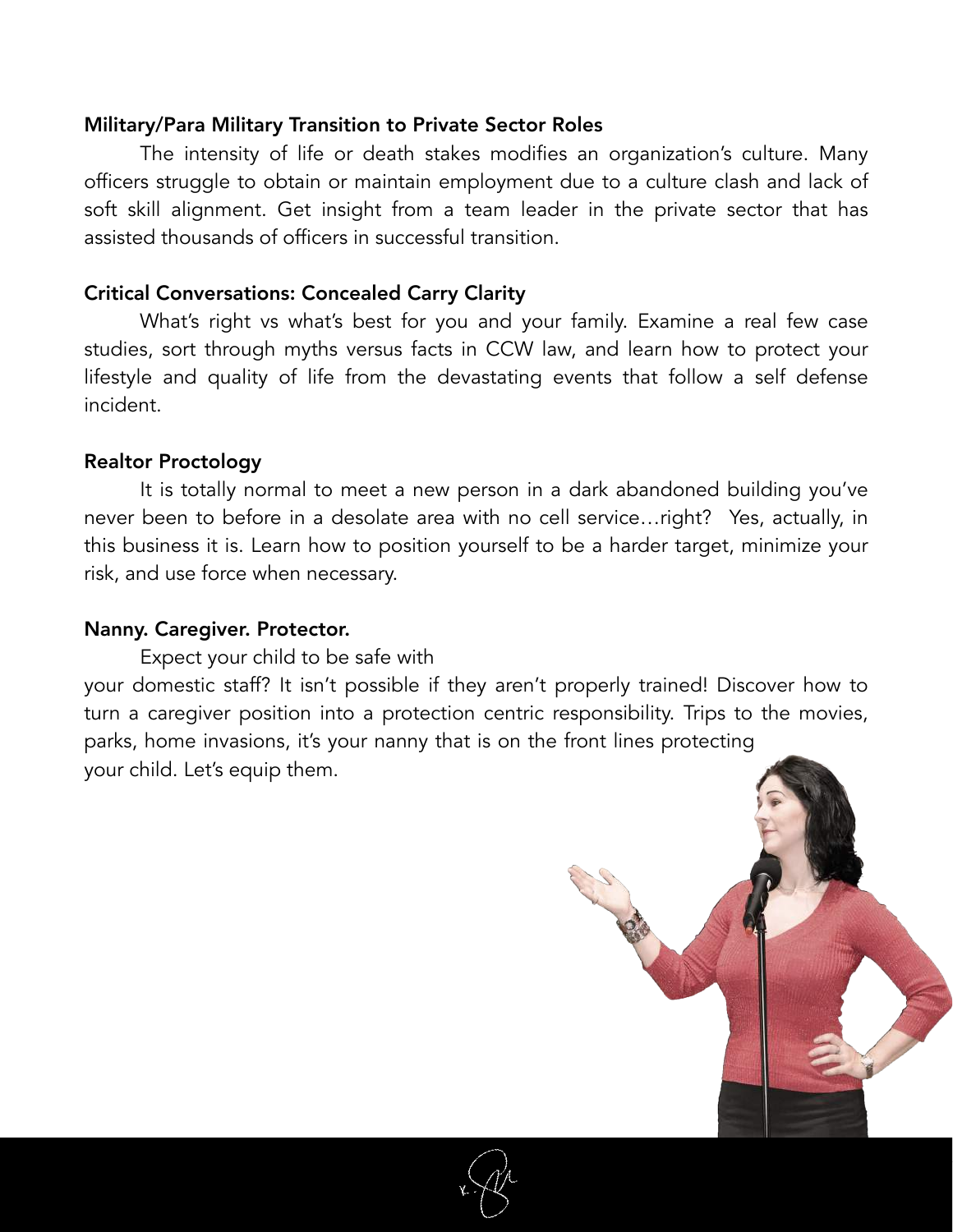### Military/Para Military Transition to Private Sector Roles

The intensity of life or death stakes modifies an organization's culture. Many officers struggle to obtain or maintain employment due to a culture clash and lack of soft skill alignment. Get insight from a team leader in the private sector that has assisted thousands of officers in successful transition.

### Critical Conversations: Concealed Carry Clarity

What's right vs what's best for you and your family. Examine a real few case studies, sort through myths versus facts in CCW law, and learn how to protect your lifestyle and quality of life from the devastating events that follow a self defense incident.

### Realtor Proctology

It is totally normal to meet a new person in a dark abandoned building you've never been to before in a desolate area with no cell service…right? Yes, actually, in this business it is. Learn how to position yourself to be a harder target, minimize your risk, and use force when necessary.

### Nanny. Caregiver. Protector.

Expect your child to be safe with your domestic staff? It isn't possible if they aren't properly trained! Discover how to turn a caregiver position into a protection centric responsibility. Trips to the movies, parks, home invasions, it's your nanny that is on the front lines protecting your child. Let's equip them.